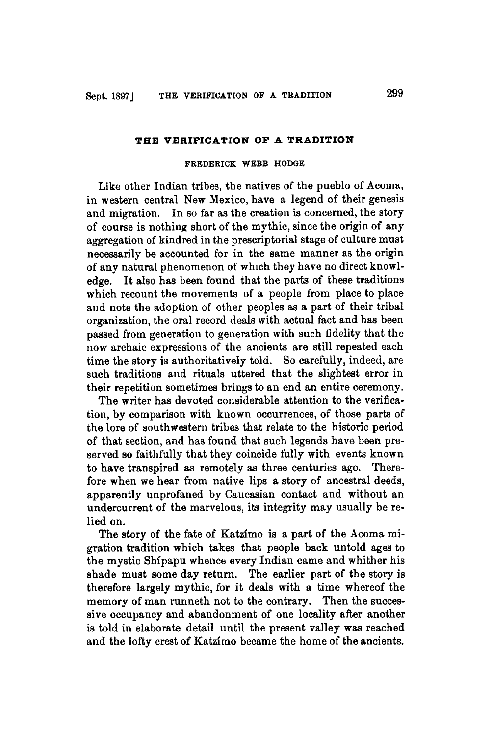# THE VERIFICATION OF A TRADITION

FREDERICK WEBB HODGE

Like other Indian tribes, the natives of the pueblo of Acoma, in western central New Mexico, have a legend of their genesis and migration. In so far as the creation is concerned, the story of course is nothing short of the mythic, since the origin of any aggregation of kindred in the prescriptorial stage of culture must necessarily be accounted for in the same manner as the origin of any natural phenomenon of which they have no direct knowledge. It also has been found that the parts of these traditions which recount the movements of a people from place to place and note the adoption of other peoples as a part of their tribal organization, the oral record deals with actual fact and has been passed from generation to generation with such fidelity that the now archaic expressions of the ancients are still repeated each time the story is authoritatively told. So carefully, indeed, are such traditions and rituals uttered that the slightest error in their repetition sometimes brings to an end an entire ceremony.

The writer has devoted considerable attention to the verification, by comparison with known occurrences, of those parts of the lore of southwestern tribes that relate to the historic period of that section, and has found that such legends have been preserved so faithfully that they coincide fully with events known to have transpired as remotely as three centuries ago. Therefore when we hear from native lips a story of ancestral deeds, apparently unprofaned by Caucasian contact and without an undercurrent of the marvelous, its integrity may usually be relied on.

The story of the fate of Katzímo is a part of the Acoma migration tradition which takes that people back untold ages to the mystic Shípapu whence every Indian came and whither his shade must some day return. The earlier part of the story is therefore largely mythic, for it deals with a time whereof the memory of man runneth not to the contrary. Then the successive occupancy and abandonment of one locality after another is told in elaborate detail until the present valley was reached and the lofty crest of Katzímo became the home of the ancients.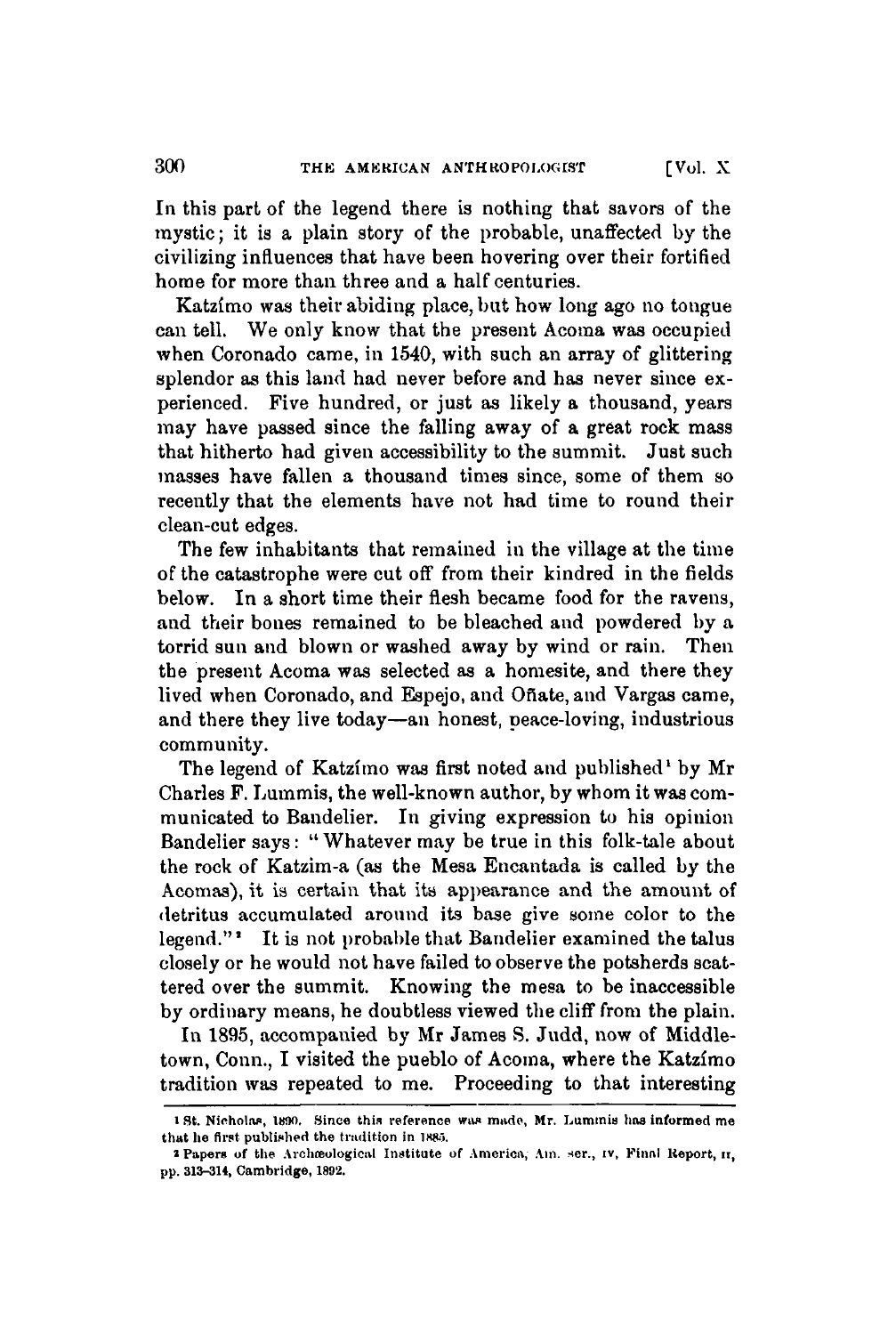In this part of the legend there is nothing that savors of the mystic; it is a plain story of the probable, unaffected by the civilizing influences that have been hovering over their fortified home for more than three and a half centuries.

Katzímo was their abiding place, but how long ago no tongue can tell. We only know that the present Acoma was occupied when Coronado came, in 1540, with such an array of glittering splendor as this land had never before and has never since experienced. Five hundred, or just as likely a thousand, years may have passed since the falling away of a great rock mass that hitherto had given accessibility to the summit. Just such masses have fallen a thousand times since, some of them so recently that the elements have not had time to round their clean-cut edges.

The few inhabitants that remained in the village at the time of the catastrophe were cut off from their kindred in the fields below. In a short time their flesh became food for the ravens, and their bones remained to be bleached and powdered by a torrid sun and blown or washed away by wind or rain. Then the present Acoma was selected as a homesite, and there they lived when Coronado, and Espejo, and Oñate, and Vargas came, and there they live today—an honest, peace-loving, industrious community.

The legend of Katzímo was first noted and published[1] by Mr Charles F. Lummis, the well-known author, by whom it was communicated to Bandelier. In giving expression to his opinion Bandelier says: "Whatever may be true in this folk-tale about the rock of Katzim-a (as the Mesa Encantada is called by the Acomas), it is certain that its appearance and the amount of detritus accumulated around its base give some color to the legend."[2] It is not probable that Bandelier examined the talus closely or he would not have failed to observe the potsherds scattered over the summit. Knowing the mesa to be inaccessible by ordinary means, he doubtless viewed the cliff from the plain.

In 1895, accompanied by Mr James S. Judd, now of Middletown, Conn., I visited the pueblo of Acoma, where the Katzímo tradition was repeated to me. Proceeding to that interesting

[1] St. Nicholas, 1890. Since this reference was made, Mr. Lummis has informed me that he first published the tradition in 1885.

[2] Papers of the Archæological Institute of America, Am. ser., IV, Final Report, II, pp. 313–314, Cambridge, 1892.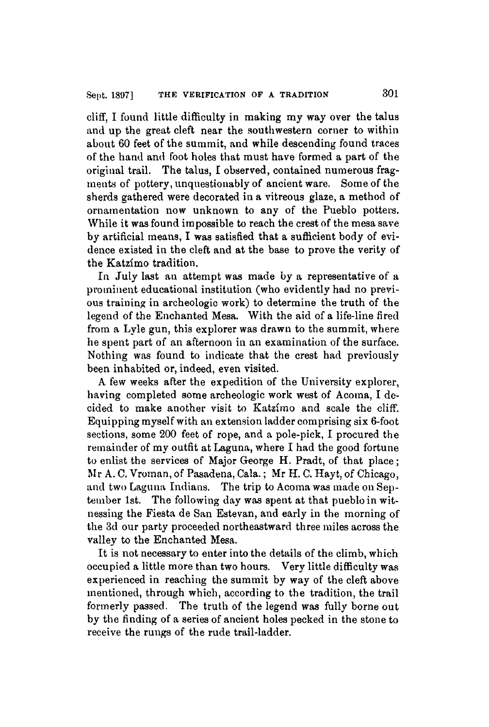cliff, I found little difficulty in making my way over the talus and up the great cleft near the southwestern corner to within about 60 feet of the summit, and while descending found traces of the hand and foot holes that must have formed a part of the original trail. The talus, I observed, contained numerous fragments of pottery, unquestionably of ancient ware. Some of the sherds gathered were decorated in a vitreous glaze, a method of ornamentation now unknown to any of the Pueblo potters. While it was found impossible to reach the crest of the mesa save by artificial means, I was satisfied that a sufficient body of evidence existed in the cleft and at the base to prove the verity of the Katzímo tradition.

In July last an attempt was made by a representative of a prominent educational institution (who evidently had no previous training in archeologic work) to determine the truth of the legend of the Enchanted Mesa. With the aid of a life-line fired from a Lyle gun, this explorer was drawn to the summit, where he spent part of an afternoon in an examination of the surface. Nothing was found to indicate that the crest had previously been inhabited or, indeed, even visited.

A few weeks after the expedition of the University explorer, having completed some archeologic work west of Acoma, I decided to make another visit to Katzímo and scale the cliff. Equipping myself with an extension ladder comprising six 6-foot sections, some 200 feet of rope, and a pole-pick, I procured the remainder of my outfit at Laguna, where I had the good fortune to enlist the services of Major George H. Pradt, of that place; Mr A. C. Vroman, of Pasadena, Cala.; Mr H. C. Hayt, of Chicago, and two Laguna Indians. The trip to Acoma was made on September 1st. The following day was spent at that pueblo in witnessing the Fiesta de San Estevan, and early in the morning of the 3d our party proceeded northeastward three miles across the valley to the Enchanted Mesa.

It is not necessary to enter into the details of the climb, which occupied a little more than two hours. Very little difficulty was experienced in reaching the summit by way of the cleft above mentioned, through which, according to the tradition, the trail formerly passed. The truth of the legend was fully borne out by the finding of a series of ancient holes pecked in the stone to receive the rungs of the rude trail-ladder.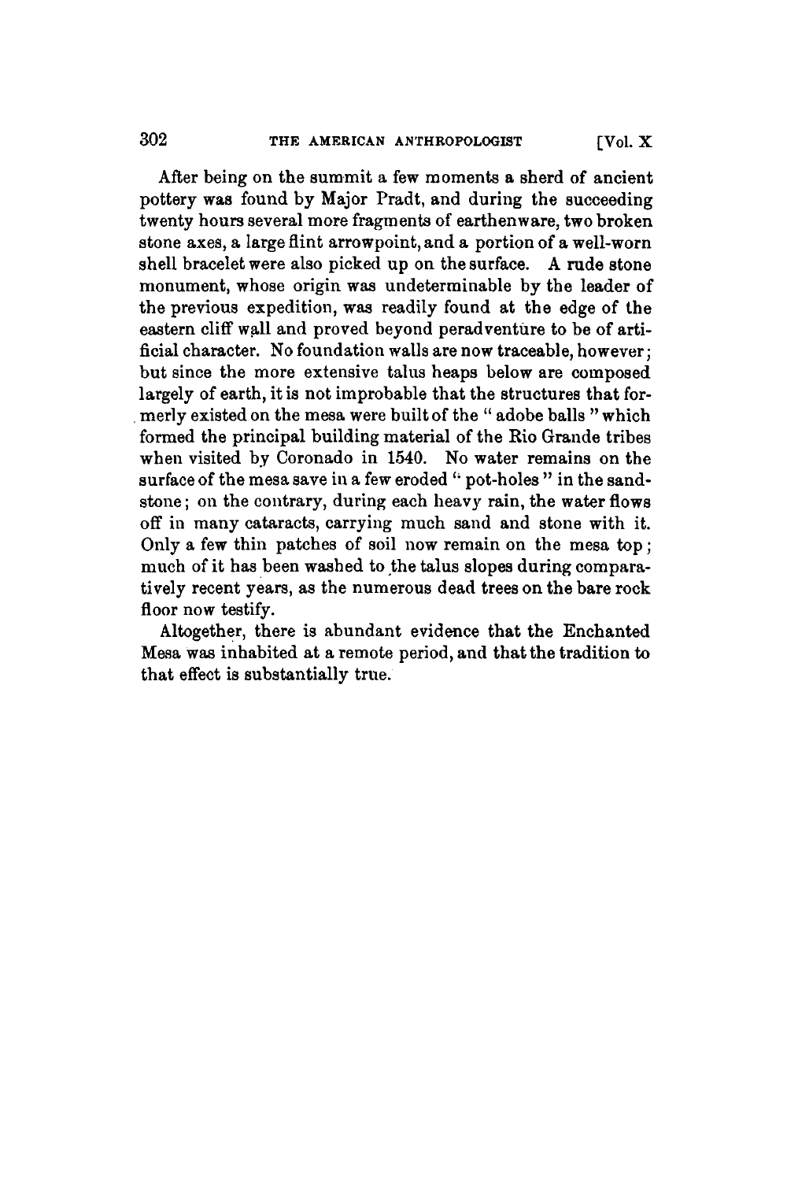After being on the summit a few moments a sherd of ancient pottery was found by Major Pradt, and during the succeeding twenty hours several more fragments of earthenware, two broken stone axes, a large flint arrowpoint, and a portion of a well-worn shell bracelet were also picked up on the surface. A rude stone monument, whose origin was undeterminable by the leader of the previous expedition, was readily found at the edge of the eastern cliff wall and proved beyond peradventure to be of artificial character. No foundation walls are now traceable, however; but since the more extensive talus heaps below are composed largely of earth, it is not improbable that the structures that formerly existed on the mesa were built of the "adobe balls" which formed the principal building material of the Rio Grande tribes when visited by Coronado in 1540. No water remains on the surface of the mesa save in a few eroded "pot-holes" in the sandstone; on the contrary, during each heavy rain, the water flows off in many cataracts, carrying much sand and stone with it. Only a few thin patches of soil now remain on the mesa top; much of it has been washed to the talus slopes during comparatively recent years, as the numerous dead trees on the bare rock floor now testify.

Altogether, there is abundant evidence that the Enchanted Mesa was inhabited at a remote period, and that the tradition to that effect is substantially true.